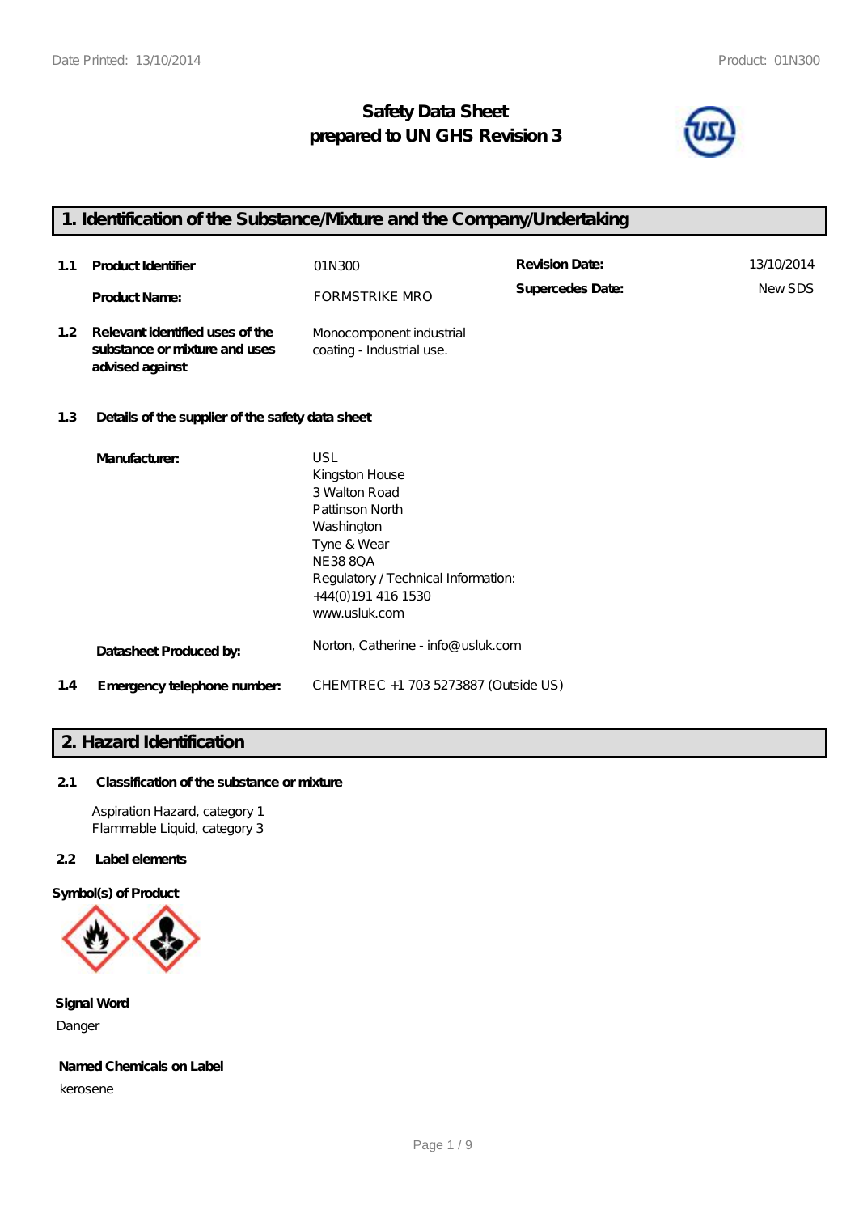# Safety Data Sheet
## prepared to UN GHS Revision 3

## 1. Identification of the Substance/Mixture and the Company/Undertaking

| | | | | |
|---|---|---|---|---|
| **1.1** | **Product Identifier** | 01N300 | **Revision Date:** | 13/10/2014 |
| | **Product Name:** | FORMSTRIKE MRO | **Supercedes Date:** | New SDS |
| **1.2** | **Relevant identified uses of the substance or mixture and uses advised against** | Monocomponent industrial coating - Industrial use. | | |

**1.3 Details of the supplier of the safety data sheet**

**Manufacturer:**

USL
Kingston House
3 Walton Road
Pattinson North
Washington
Tyne & Wear
NE38 8QA
Regulatory / Technical Information:
+44(0)191 416 1530
www.usluk.com

**Datasheet Produced by:** Norton, Catherine - info@usluk.com

**1.4 Emergency telephone number:** CHEMTREC +1 703 5273887 (Outside US)

## 2. Hazard Identification

**2.1 Classification of the substance or mixture**

Aspiration Hazard, category 1
Flammable Liquid, category 3

**2.2 Label elements**

**Symbol(s) of Product**

**Signal Word**

Danger

**Named Chemicals on Label**

kerosene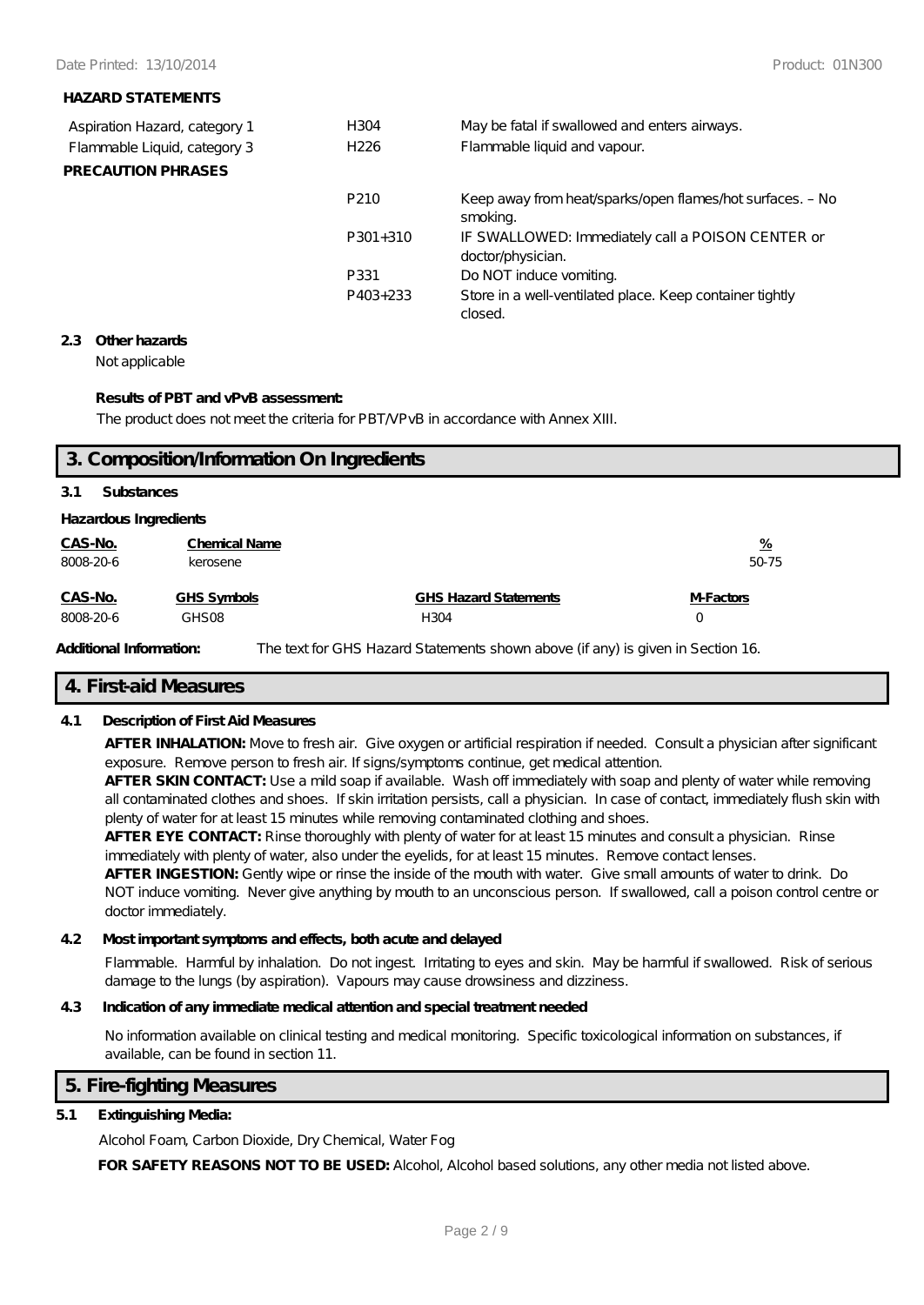### HAZARD STATEMENTS

| | | |
|---|---|---|
| Aspiration Hazard, category 1 | H304 | May be fatal if swallowed and enters airways. |
| Flammable Liquid, category 3 | H226 | Flammable liquid and vapour. |

### PRECAUTION PHRASES

| | |
|---|---|
| P210 | Keep away from heat/sparks/open flames/hot surfaces. – No smoking. |
| P301+310 | IF SWALLOWED: Immediately call a POISON CENTER or doctor/physician. |
| P331 | Do NOT induce vomiting. |
| P403+233 | Store in a well-ventilated place. Keep container tightly closed. |

**2.3 Other hazards**

Not applicable

**Results of PBT and vPvB assessment:**

The product does not meet the criteria for PBT/VPvB in accordance with Annex XIII.

## 3. Composition/Information On Ingredients

**3.1 Substances**

**Hazardous Ingredients**

| CAS-No. | Chemical Name | % |
|---|---|---|
| 8008-20-6 | kerosene | 50-75 |

| CAS-No. | GHS Symbols | GHS Hazard Statements | M-Factors |
|---|---|---|---|
| 8008-20-6 | GHS08 | H304 | 0 |

**Additional Information:** The text for GHS Hazard Statements shown above (if any) is given in Section 16.

## 4. First-aid Measures

**4.1 Description of First Aid Measures**

**AFTER INHALATION:** Move to fresh air. Give oxygen or artificial respiration if needed. Consult a physician after significant exposure. Remove person to fresh air. If signs/symptoms continue, get medical attention.

**AFTER SKIN CONTACT:** Use a mild soap if available. Wash off immediately with soap and plenty of water while removing all contaminated clothes and shoes. If skin irritation persists, call a physician. In case of contact, immediately flush skin with plenty of water for at least 15 minutes while removing contaminated clothing and shoes.

**AFTER EYE CONTACT:** Rinse thoroughly with plenty of water for at least 15 minutes and consult a physician. Rinse immediately with plenty of water, also under the eyelids, for at least 15 minutes. Remove contact lenses.

**AFTER INGESTION:** Gently wipe or rinse the inside of the mouth with water. Give small amounts of water to drink. Do NOT induce vomiting. Never give anything by mouth to an unconscious person. If swallowed, call a poison control centre or doctor immediately.

**4.2 Most important symptoms and effects, both acute and delayed**

Flammable. Harmful by inhalation. Do not ingest. Irritating to eyes and skin. May be harmful if swallowed. Risk of serious damage to the lungs (by aspiration). Vapours may cause drowsiness and dizziness.

**4.3 Indication of any immediate medical attention and special treatment needed**

No information available on clinical testing and medical monitoring. Specific toxicological information on substances, if available, can be found in section 11.

## 5. Fire-fighting Measures

**5.1 Extinguishing Media:**

Alcohol Foam, Carbon Dioxide, Dry Chemical, Water Fog

**FOR SAFETY REASONS NOT TO BE USED:** Alcohol, Alcohol based solutions, any other media not listed above.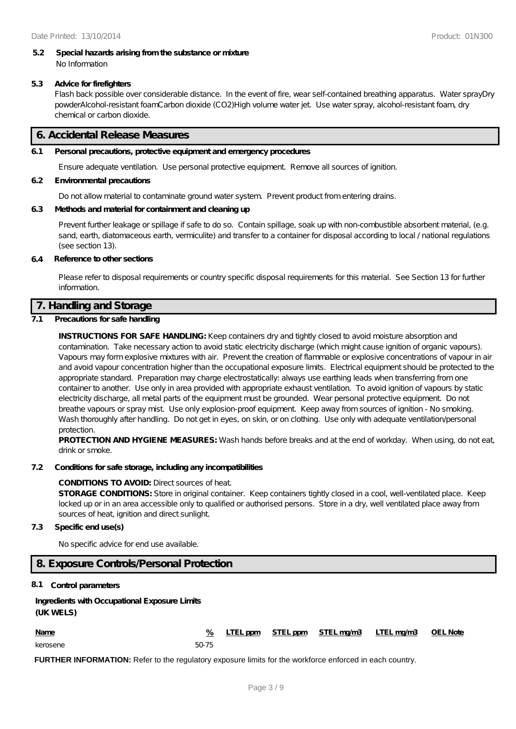**5.2 Special hazards arising from the substance or mixture**

No Information

**5.3 Advice for firefighters**

Flash back possible over considerable distance. In the event of fire, wear self-contained breathing apparatus. Water sprayDry powderAlcohol-resistant foamCarbon dioxide ($CO_2$)High volume water jet. Use water spray, alcohol-resistant foam, dry chemical or carbon dioxide.

## 6. Accidental Release Measures

**6.1 Personal precautions, protective equipment and emergency procedures**

Ensure adequate ventilation. Use personal protective equipment. Remove all sources of ignition.

**6.2 Environmental precautions**

Do not allow material to contaminate ground water system. Prevent product from entering drains.

**6.3 Methods and material for containment and cleaning up**

Prevent further leakage or spillage if safe to do so. Contain spillage, soak up with non-combustible absorbent material, (e.g. sand, earth, diatomaceous earth, vermiculite) and transfer to a container for disposal according to local / national regulations (see section 13).

**6.4 Reference to other sections**

Please refer to disposal requirements or country specific disposal requirements for this material. See Section 13 for further information.

## 7. Handling and Storage

**7.1 Precautions for safe handling**

**INSTRUCTIONS FOR SAFE HANDLING:** Keep containers dry and tightly closed to avoid moisture absorption and contamination. Take necessary action to avoid static electricity discharge (which might cause ignition of organic vapours). Vapours may form explosive mixtures with air. Prevent the creation of flammable or explosive concentrations of vapour in air and avoid vapour concentration higher than the occupational exposure limits. Electrical equipment should be protected to the appropriate standard. Preparation may charge electrostatically: always use earthing leads when transferring from one container to another. Use only in area provided with appropriate exhaust ventilation. To avoid ignition of vapours by static electricity discharge, all metal parts of the equipment must be grounded. Wear personal protective equipment. Do not breathe vapours or spray mist. Use only explosion-proof equipment. Keep away from sources of ignition - No smoking. Wash thoroughly after handling. Do not get in eyes, on skin, or on clothing. Use only with adequate ventilation/personal protection.

**PROTECTION AND HYGIENE MEASURES:** Wash hands before breaks and at the end of workday. When using, do not eat, drink or smoke.

**7.2 Conditions for safe storage, including any incompatibilities**

**CONDITIONS TO AVOID:** Direct sources of heat.

**STORAGE CONDITIONS:** Store in original container. Keep containers tightly closed in a cool, well-ventilated place. Keep locked up or in an area accessible only to qualified or authorised persons. Store in a dry, well ventilated place away from sources of heat, ignition and direct sunlight.

**7.3 Specific end use(s)**

No specific advice for end use available.

## 8. Exposure Controls/Personal Protection

**8.1 Control parameters**

**Ingredients with Occupational Exposure Limits (UK WELS)**

| Name | % | LTEL ppm | STEL ppm | STEL mg/m3 | LTEL mg/m3 | OEL Note |
|---|---|---|---|---|---|---|
| kerosene | 50-75 | | | | | |

**FURTHER INFORMATION:** Refer to the regulatory exposure limits for the workforce enforced in each country.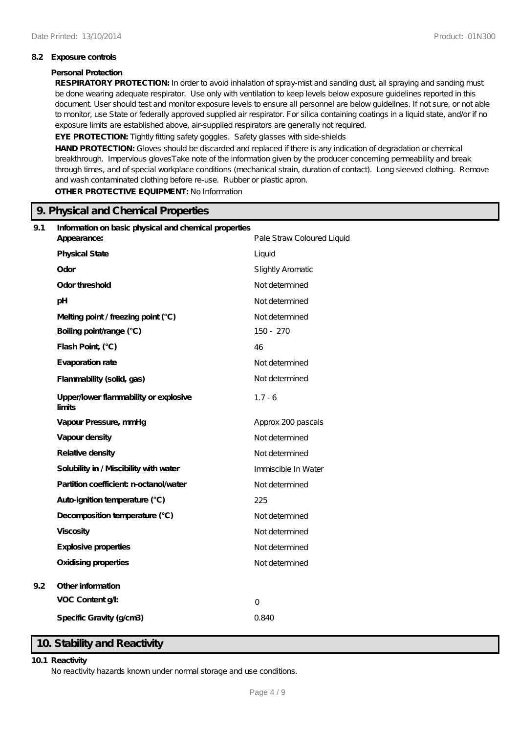### 8.2 Exposure controls

**Personal Protection**

**RESPIRATORY PROTECTION:** In order to avoid inhalation of spray-mist and sanding dust, all spraying and sanding must be done wearing adequate respirator. Use only with ventilation to keep levels below exposure guidelines reported in this document. User should test and monitor exposure levels to ensure all personnel are below guidelines. If not sure, or not able to monitor, use State or federally approved supplied air respirator. For silica containing coatings in a liquid state, and/or if no exposure limits are established above, air-supplied respirators are generally not required.

**EYE PROTECTION:** Tightly fitting safety goggles. Safety glasses with side-shields

**HAND PROTECTION:** Gloves should be discarded and replaced if there is any indication of degradation or chemical breakthrough. Impervious glovesTake note of the information given by the producer concerning permeability and break through times, and of special workplace conditions (mechanical strain, duration of contact). Long sleeved clothing. Remove and wash contaminated clothing before re-use. Rubber or plastic apron.

**OTHER PROTECTIVE EQUIPMENT:** No Information

## 9. Physical and Chemical Properties

### 9.1 Information on basic physical and chemical properties

| Property | Value |
|---|---|
| **Appearance:** | Pale Straw Coloured Liquid |
| **Physical State** | Liquid |
| **Odor** | Slightly Aromatic |
| **Odor threshold** | Not determined |
| **pH** | Not determined |
| **Melting point / freezing point (°C)** | Not determined |
| **Boiling point/range (°C)** | 150 - 270 |
| **Flash Point, (°C)** | 46 |
| **Evaporation rate** | Not determined |
| **Flammability (solid, gas)** | Not determined |
| **Upper/lower flammability or explosive limits** | 1.7 - 6 |
| **Vapour Pressure, mmHg** | Approx 200 pascals |
| **Vapour density** | Not determined |
| **Relative density** | Not determined |
| **Solubility in / Miscibility with water** | Immiscible In Water |
| **Partition coefficient: n-octanol/water** | Not determined |
| **Auto-ignition temperature (°C)** | 225 |
| **Decomposition temperature (°C)** | Not determined |
| **Viscosity** | Not determined |
| **Explosive properties** | Not determined |
| **Oxidising properties** | Not determined |

### 9.2 Other information

| Property | Value |
|---|---|
| **VOC Content g/l:** | 0 |
| **Specific Gravity (g/cm3)** | 0.840 |

## 10. Stability and Reactivity

### 10.1 Reactivity

No reactivity hazards known under normal storage and use conditions.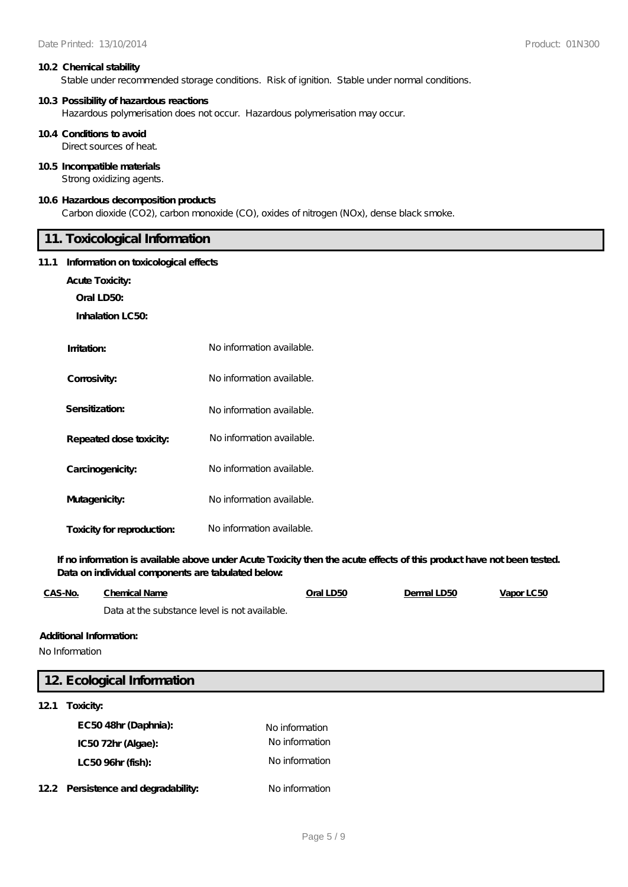**10.2 Chemical stability**

Stable under recommended storage conditions. Risk of ignition. Stable under normal conditions.

**10.3 Possibility of hazardous reactions**

Hazardous polymerisation does not occur. Hazardous polymerisation may occur.

**10.4 Conditions to avoid**

Direct sources of heat.

**10.5 Incompatible materials**

Strong oxidizing agents.

**10.6 Hazardous decomposition products**

Carbon dioxide ($CO_2$), carbon monoxide (CO), oxides of nitrogen (NOx), dense black smoke.

## 11. Toxicological Information

**11.1 Information on toxicological effects**

**Acute Toxicity:**

**Oral LD50:**

**Inhalation LC50:**

| | |
|---|---|
| **Irritation:** | No information available. |
| **Corrosivity:** | No information available. |
| **Sensitization:** | No information available. |
| **Repeated dose toxicity:** | No information available. |
| **Carcinogenicity:** | No information available. |
| **Mutagenicity:** | No information available. |
| **Toxicity for reproduction:** | No information available. |

**If no information is available above under Acute Toxicity then the acute effects of this product have not been tested. Data on individual components are tabulated below:**

| CAS-No. | Chemical Name | Oral LD50 | Dermal LD50 | Vapor LC50 |
|---|---|---|---|---|
| | Data at the substance level is not available. | | | |

**Additional Information:**

No Information

## 12. Ecological Information

**12.1 Toxicity:**

| | |
|---|---|
| **EC50 48hr (Daphnia):** | No information |
| **IC50 72hr (Algae):** | No information |
| **LC50 96hr (fish):** | No information |

**12.2 Persistence and degradability:** No information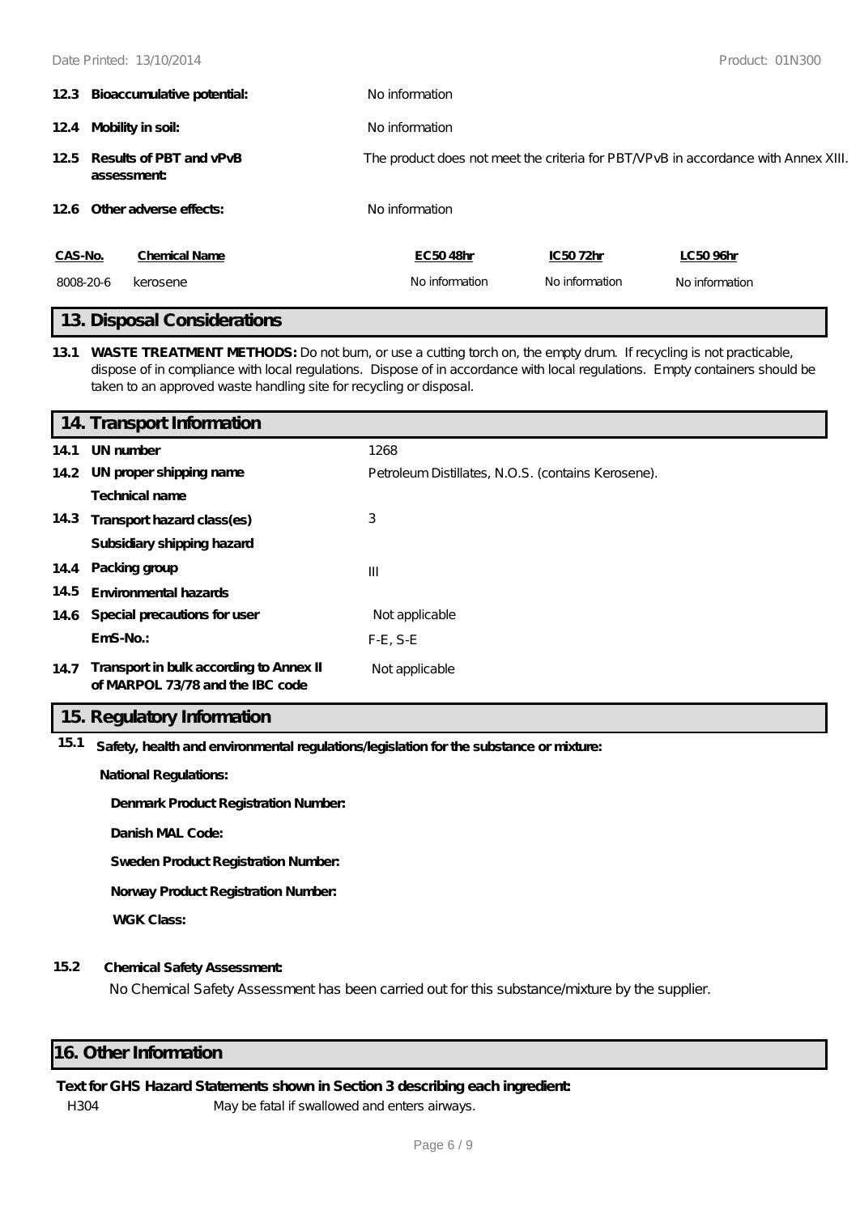**12.3 Bioaccumulative potential:** No information

**12.4 Mobility in soil:** No information

**12.5 Results of PBT and vPvB assessment:** The product does not meet the criteria for PBT/VPvB in accordance with Annex XIII.

**12.6 Other adverse effects:** No information

| CAS-No. | Chemical Name | EC50 48hr | IC50 72hr | LC50 96hr |
|---|---|---|---|---|
| 8008-20-6 | kerosene | No information | No information | No information |

## 13. Disposal Considerations

**13.1 WASTE TREATMENT METHODS:** Do not burn, or use a cutting torch on, the empty drum. If recycling is not practicable, dispose of in compliance with local regulations. Dispose of in accordance with local regulations. Empty containers should be taken to an approved waste handling site for recycling or disposal.

## 14. Transport Information

| | | |
|---|---|---|
| 14.1 | UN number | 1268 |
| 14.2 | UN proper shipping name | Petroleum Distillates, N.O.S. (contains Kerosene). |
| | Technical name | |
| 14.3 | Transport hazard class(es) | 3 |
| | Subsidiary shipping hazard | |
| 14.4 | Packing group | III |
| 14.5 | Environmental hazards | |
| 14.6 | Special precautions for user | Not applicable |
| | EmS-No.: | F-E, S-E |
| 14.7 | Transport in bulk according to Annex II of MARPOL 73/78 and the IBC code | Not applicable |

## 15. Regulatory Information

**15.1 Safety, health and environmental regulations/legislation for the substance or mixture:**

**National Regulations:**

**Denmark Product Registration Number:**

**Danish MAL Code:**

**Sweden Product Registration Number:**

**Norway Product Registration Number:**

**WGK Class:**

**15.2 Chemical Safety Assessment:**

No Chemical Safety Assessment has been carried out for this substance/mixture by the supplier.

## 16. Other Information

**Text for GHS Hazard Statements shown in Section 3 describing each ingredient:**

H304 May be fatal if swallowed and enters airways.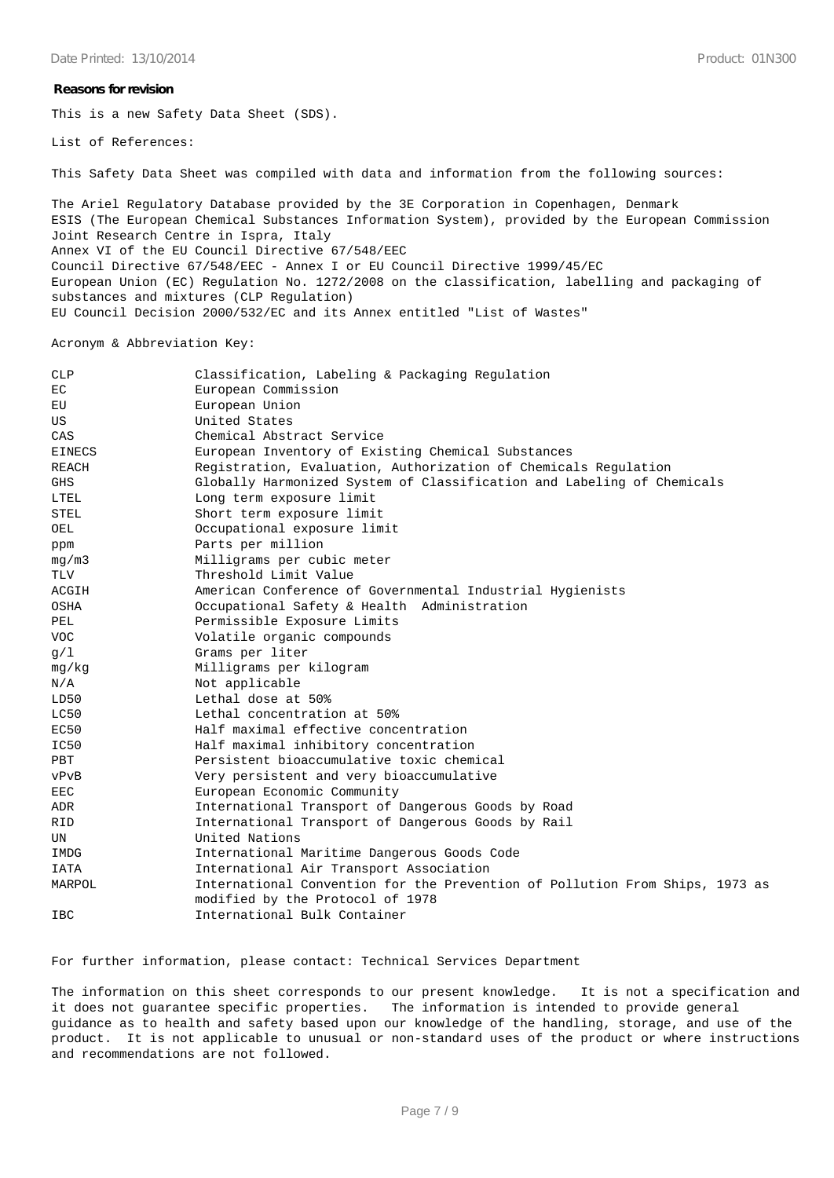**Reasons for revision**

This is a new Safety Data Sheet (SDS).

List of References:

This Safety Data Sheet was compiled with data and information from the following sources:

The Ariel Regulatory Database provided by the 3E Corporation in Copenhagen, Denmark
ESIS (The European Chemical Substances Information System), provided by the European Commission Joint Research Centre in Ispra, Italy
Annex VI of the EU Council Directive 67/548/EEC
Council Directive 67/548/EEC - Annex I or EU Council Directive 1999/45/EC
European Union (EC) Regulation No. 1272/2008 on the classification, labelling and packaging of substances and mixtures (CLP Regulation)
EU Council Decision 2000/532/EC and its Annex entitled "List of Wastes"

Acronym & Abbreviation Key:

| | |
|---|---|
| CLP | Classification, Labeling & Packaging Regulation |
| EC | European Commission |
| EU | European Union |
| US | United States |
| CAS | Chemical Abstract Service |
| EINECS | European Inventory of Existing Chemical Substances |
| REACH | Registration, Evaluation, Authorization of Chemicals Regulation |
| GHS | Globally Harmonized System of Classification and Labeling of Chemicals |
| LTEL | Long term exposure limit |
| STEL | Short term exposure limit |
| OEL | Occupational exposure limit |
| ppm | Parts per million |
| mg/m3 | Milligrams per cubic meter |
| TLV | Threshold Limit Value |
| ACGIH | American Conference of Governmental Industrial Hygienists |
| OSHA | Occupational Safety & Health Administration |
| PEL | Permissible Exposure Limits |
| VOC | Volatile organic compounds |
| g/l | Grams per liter |
| mg/kg | Milligrams per kilogram |
| N/A | Not applicable |
| LD50 | Lethal dose at 50% |
| LC50 | Lethal concentration at 50% |
| EC50 | Half maximal effective concentration |
| IC50 | Half maximal inhibitory concentration |
| PBT | Persistent bioaccumulative toxic chemical |
| vPvB | Very persistent and very bioaccumulative |
| EEC | European Economic Community |
| ADR | International Transport of Dangerous Goods by Road |
| RID | International Transport of Dangerous Goods by Rail |
| UN | United Nations |
| IMDG | International Maritime Dangerous Goods Code |
| IATA | International Air Transport Association |
| MARPOL | International Convention for the Prevention of Pollution From Ships, 1973 as modified by the Protocol of 1978 |
| IBC | International Bulk Container |

For further information, please contact: Technical Services Department

The information on this sheet corresponds to our present knowledge. It is not a specification and it does not guarantee specific properties. The information is intended to provide general guidance as to health and safety based upon our knowledge of the handling, storage, and use of the product. It is not applicable to unusual or non-standard uses of the product or where instructions and recommendations are not followed.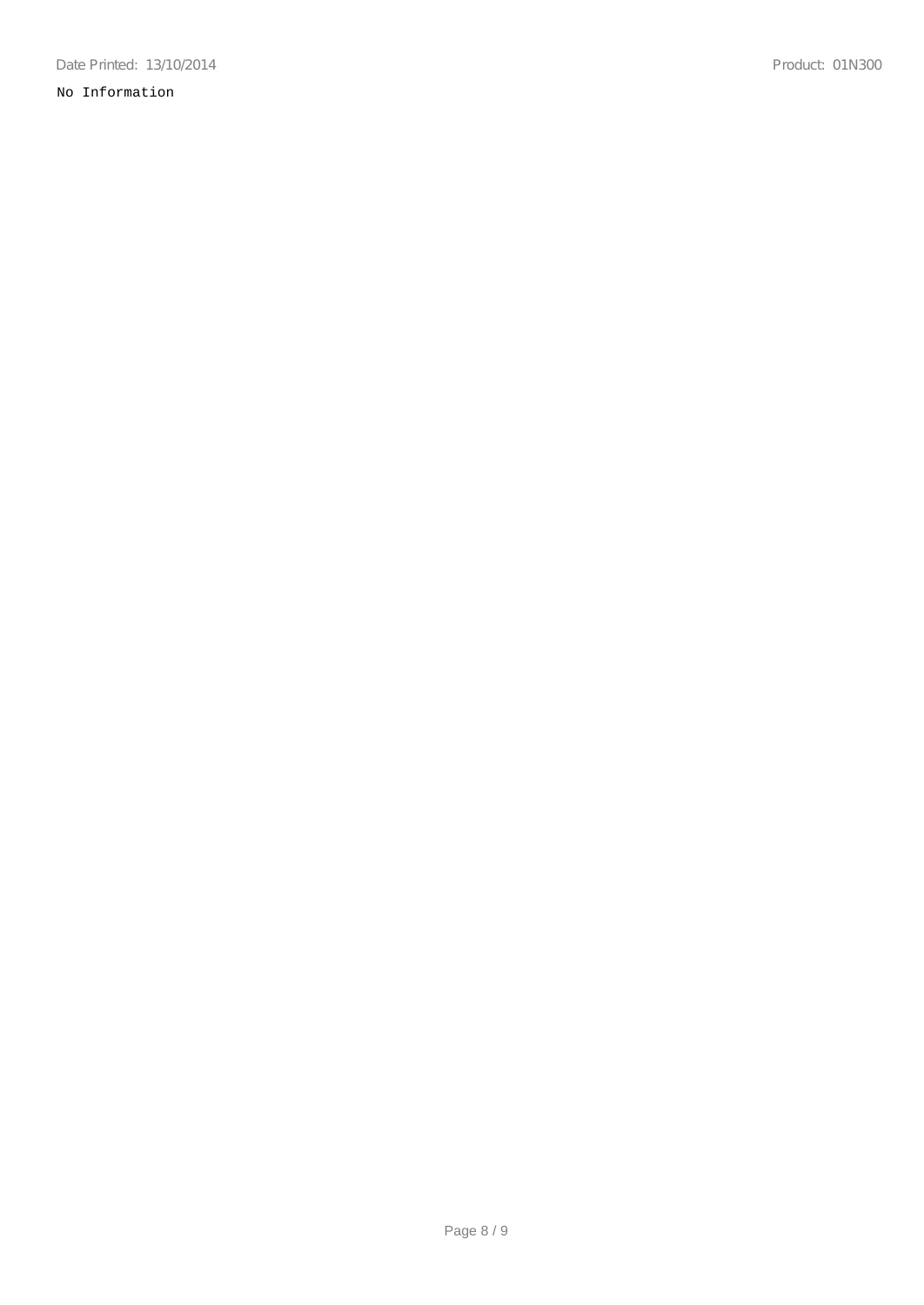No Information